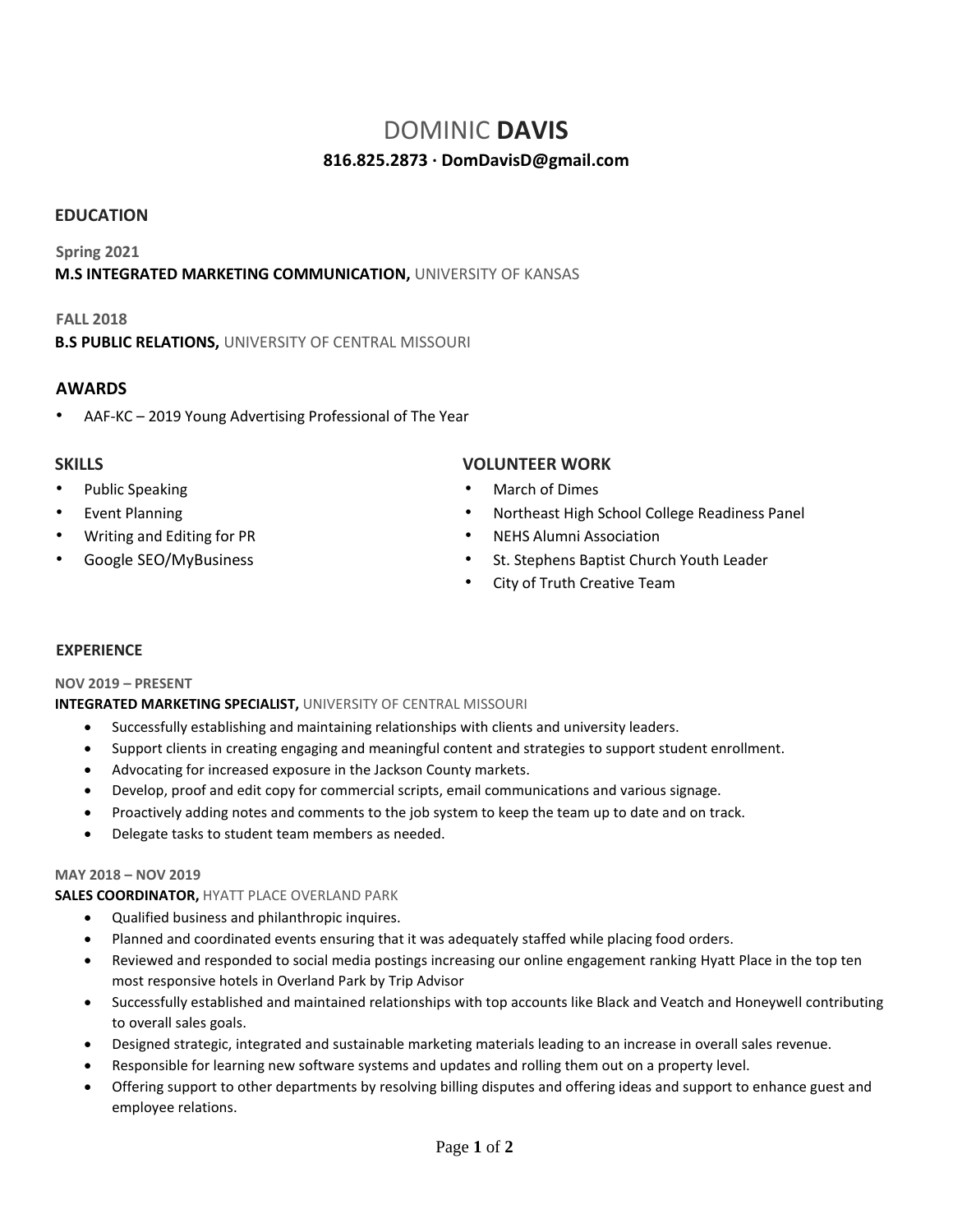# DOMINIC **DAVIS**

**816.825.2873 · DomDavisD@gmail.com**

## EDUCATION

**Spring 2021**
**M.S INTEGRATED MARKETING COMMUNICATION,** UNIVERSITY OF KANSAS

**FALL 2018**
**B.S PUBLIC RELATIONS,** UNIVERSITY OF CENTRAL MISSOURI

## AWARDS

- AAF-KC – 2019 Young Advertising Professional of The Year

## SKILLS

- Public Speaking
- Event Planning
- Writing and Editing for PR
- Google SEO/MyBusiness

## VOLUNTEER WORK

- March of Dimes
- Northeast High School College Readiness Panel
- NEHS Alumni Association
- St. Stephens Baptist Church Youth Leader
- City of Truth Creative Team

## EXPERIENCE

**NOV 2019 – PRESENT**
**INTEGRATED MARKETING SPECIALIST,** UNIVERSITY OF CENTRAL MISSOURI

- Successfully establishing and maintaining relationships with clients and university leaders.
- Support clients in creating engaging and meaningful content and strategies to support student enrollment.
- Advocating for increased exposure in the Jackson County markets.
- Develop, proof and edit copy for commercial scripts, email communications and various signage.
- Proactively adding notes and comments to the job system to keep the team up to date and on track.
- Delegate tasks to student team members as needed.

**MAY 2018 – NOV 2019**
**SALES COORDINATOR,** HYATT PLACE OVERLAND PARK

- Qualified business and philanthropic inquires.
- Planned and coordinated events ensuring that it was adequately staffed while placing food orders.
- Reviewed and responded to social media postings increasing our online engagement ranking Hyatt Place in the top ten most responsive hotels in Overland Park by Trip Advisor
- Successfully established and maintained relationships with top accounts like Black and Veatch and Honeywell contributing to overall sales goals.
- Designed strategic, integrated and sustainable marketing materials leading to an increase in overall sales revenue.
- Responsible for learning new software systems and updates and rolling them out on a property level.
- Offering support to other departments by resolving billing disputes and offering ideas and support to enhance guest and employee relations.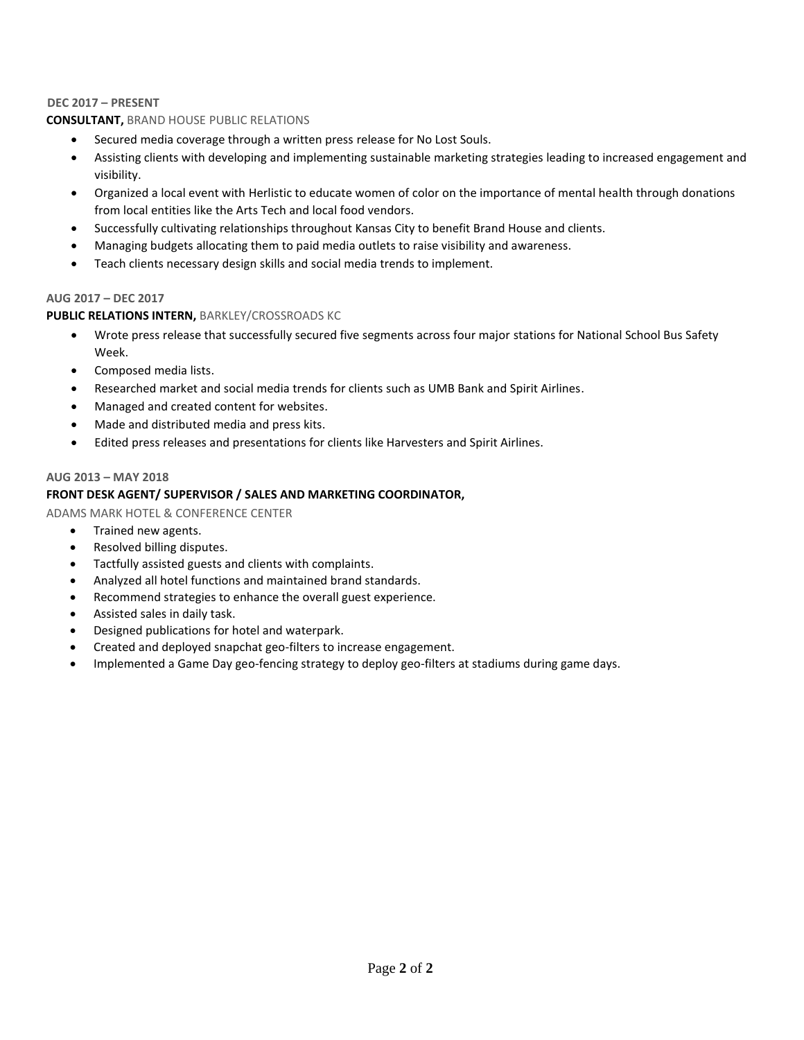**DEC 2017 – PRESENT**

**CONSULTANT,** BRAND HOUSE PUBLIC RELATIONS

- Secured media coverage through a written press release for No Lost Souls.
- Assisting clients with developing and implementing sustainable marketing strategies leading to increased engagement and visibility.
- Organized a local event with Herlistic to educate women of color on the importance of mental health through donations from local entities like the Arts Tech and local food vendors.
- Successfully cultivating relationships throughout Kansas City to benefit Brand House and clients.
- Managing budgets allocating them to paid media outlets to raise visibility and awareness.
- Teach clients necessary design skills and social media trends to implement.

**AUG 2017 – DEC 2017**

**PUBLIC RELATIONS INTERN,** BARKLEY/CROSSROADS KC

- Wrote press release that successfully secured five segments across four major stations for National School Bus Safety Week.
- Composed media lists.
- Researched market and social media trends for clients such as UMB Bank and Spirit Airlines.
- Managed and created content for websites.
- Made and distributed media and press kits.
- Edited press releases and presentations for clients like Harvesters and Spirit Airlines.

**AUG 2013 – MAY 2018**

**FRONT DESK AGENT/ SUPERVISOR / SALES AND MARKETING COORDINATOR,**

ADAMS MARK HOTEL & CONFERENCE CENTER

- Trained new agents.
- Resolved billing disputes.
- Tactfully assisted guests and clients with complaints.
- Analyzed all hotel functions and maintained brand standards.
- Recommend strategies to enhance the overall guest experience.
- Assisted sales in daily task.
- Designed publications for hotel and waterpark.
- Created and deployed snapchat geo-filters to increase engagement.
- Implemented a Game Day geo-fencing strategy to deploy geo-filters at stadiums during game days.